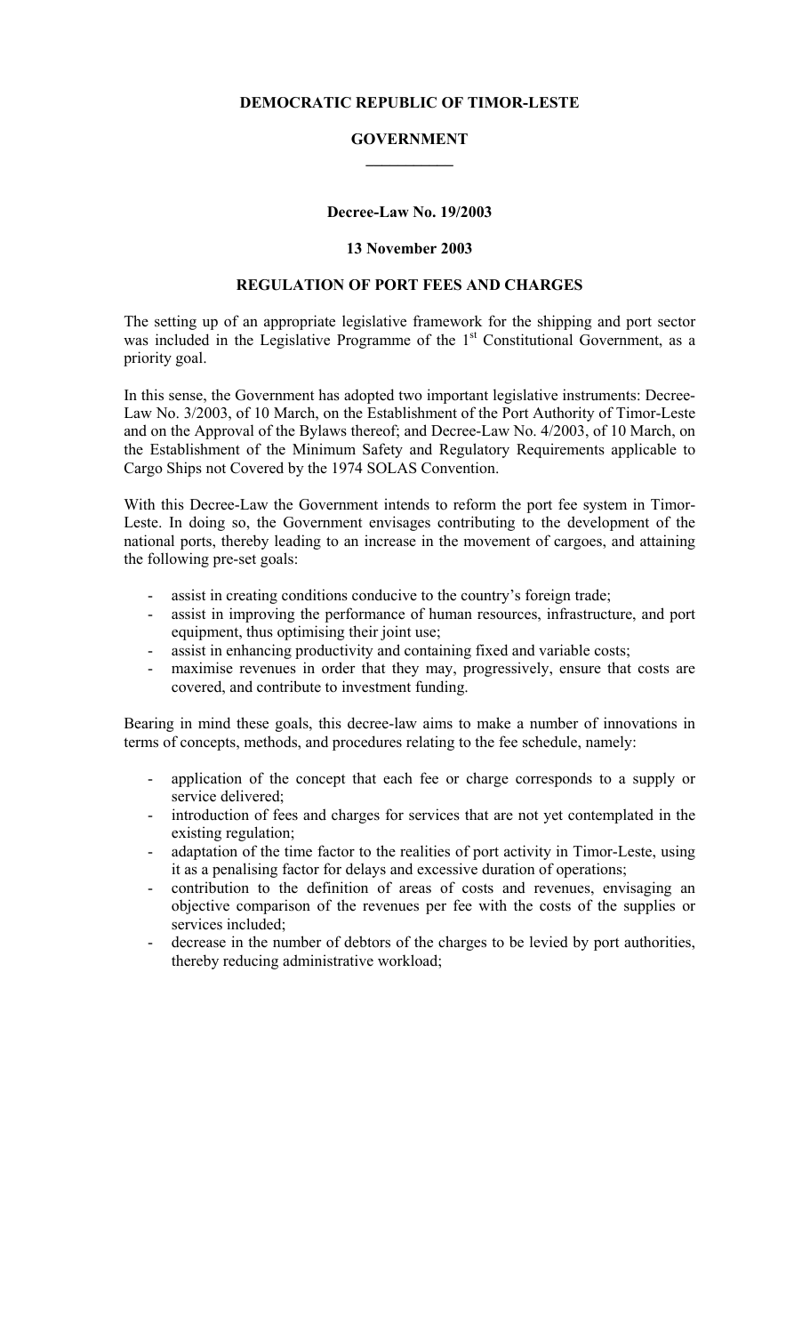**DEMOCRATIC REPUBLIC OF TIMOR-LESTE**

**GOVERNMENT**

**Decree-Law No. 19/2003**

**13 November 2003**

# REGULATION OF PORT FEES AND CHARGES

The setting up of an appropriate legislative framework for the shipping and port sector was included in the Legislative Programme of the 1st Constitutional Government, as a priority goal.

In this sense, the Government has adopted two important legislative instruments: Decree-Law No. 3/2003, of 10 March, on the Establishment of the Port Authority of Timor-Leste and on the Approval of the Bylaws thereof; and Decree-Law No. 4/2003, of 10 March, on the Establishment of the Minimum Safety and Regulatory Requirements applicable to Cargo Ships not Covered by the 1974 SOLAS Convention.

With this Decree-Law the Government intends to reform the port fee system in Timor-Leste. In doing so, the Government envisages contributing to the development of the national ports, thereby leading to an increase in the movement of cargoes, and attaining the following pre-set goals:

- assist in creating conditions conducive to the country's foreign trade;
- assist in improving the performance of human resources, infrastructure, and port equipment, thus optimising their joint use;
- assist in enhancing productivity and containing fixed and variable costs;
- maximise revenues in order that they may, progressively, ensure that costs are covered, and contribute to investment funding.

Bearing in mind these goals, this decree-law aims to make a number of innovations in terms of concepts, methods, and procedures relating to the fee schedule, namely:

- application of the concept that each fee or charge corresponds to a supply or service delivered;
- introduction of fees and charges for services that are not yet contemplated in the existing regulation;
- adaptation of the time factor to the realities of port activity in Timor-Leste, using it as a penalising factor for delays and excessive duration of operations;
- contribution to the definition of areas of costs and revenues, envisaging an objective comparison of the revenues per fee with the costs of the supplies or services included;
- decrease in the number of debtors of the charges to be levied by port authorities, thereby reducing administrative workload;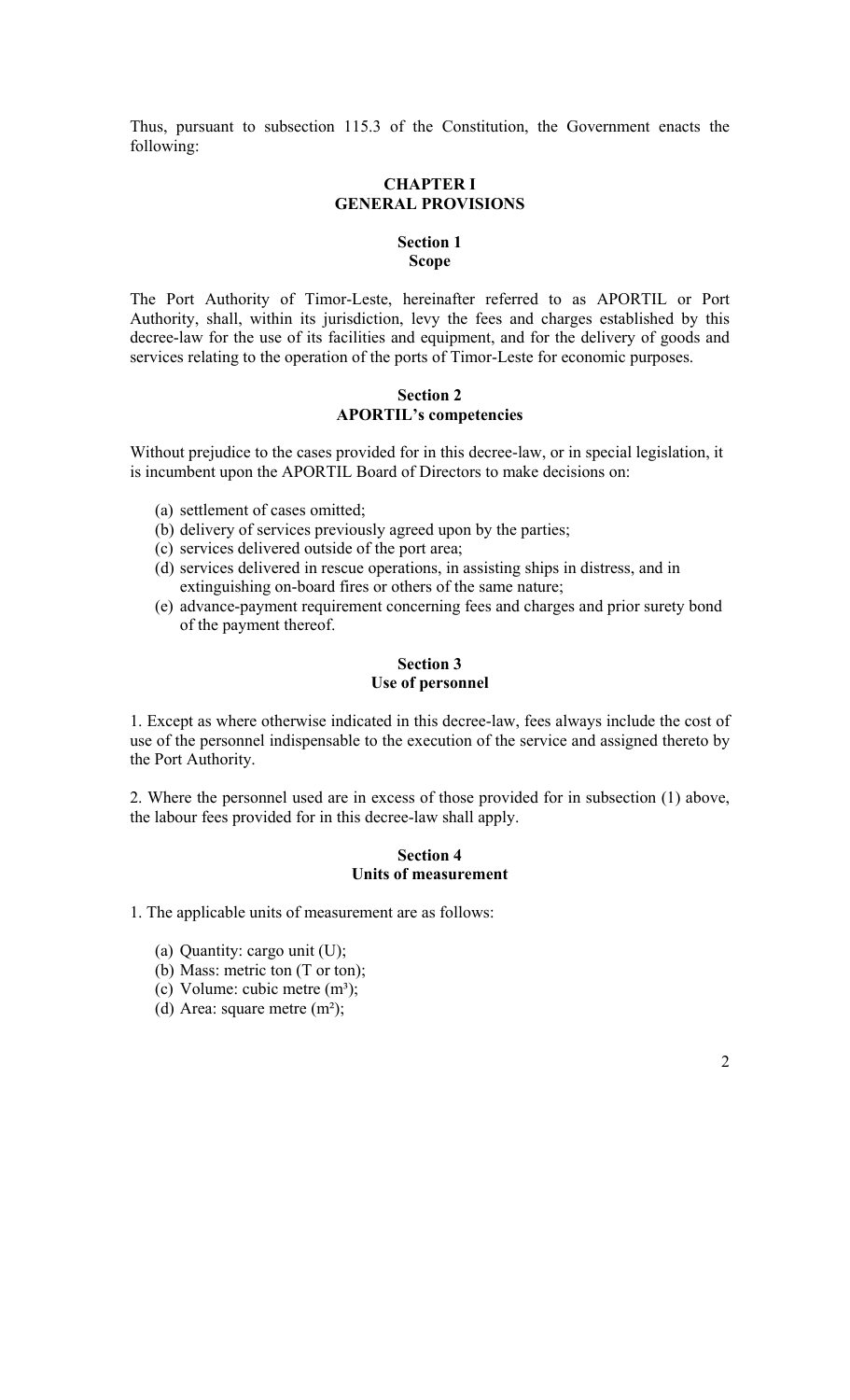Thus, pursuant to subsection 115.3 of the Constitution, the Government enacts the following:

## CHAPTER I
## GENERAL PROVISIONS

### Section 1
### Scope

The Port Authority of Timor-Leste, hereinafter referred to as APORTIL or Port Authority, shall, within its jurisdiction, levy the fees and charges established by this decree-law for the use of its facilities and equipment, and for the delivery of goods and services relating to the operation of the ports of Timor-Leste for economic purposes.

### Section 2
### APORTIL's competencies

Without prejudice to the cases provided for in this decree-law, or in special legislation, it is incumbent upon the APORTIL Board of Directors to make decisions on:

(a) settlement of cases omitted;
(b) delivery of services previously agreed upon by the parties;
(c) services delivered outside of the port area;
(d) services delivered in rescue operations, in assisting ships in distress, and in extinguishing on-board fires or others of the same nature;
(e) advance-payment requirement concerning fees and charges and prior surety bond of the payment thereof.

### Section 3
### Use of personnel

1. Except as where otherwise indicated in this decree-law, fees always include the cost of use of the personnel indispensable to the execution of the service and assigned thereto by the Port Authority.

2. Where the personnel used are in excess of those provided for in subsection (1) above, the labour fees provided for in this decree-law shall apply.

### Section 4
### Units of measurement

1. The applicable units of measurement are as follows:

(a) Quantity: cargo unit (U);
(b) Mass: metric ton (T or ton);
(c) Volume: cubic metre ($m^3$);
(d) Area: square metre ($m^2$);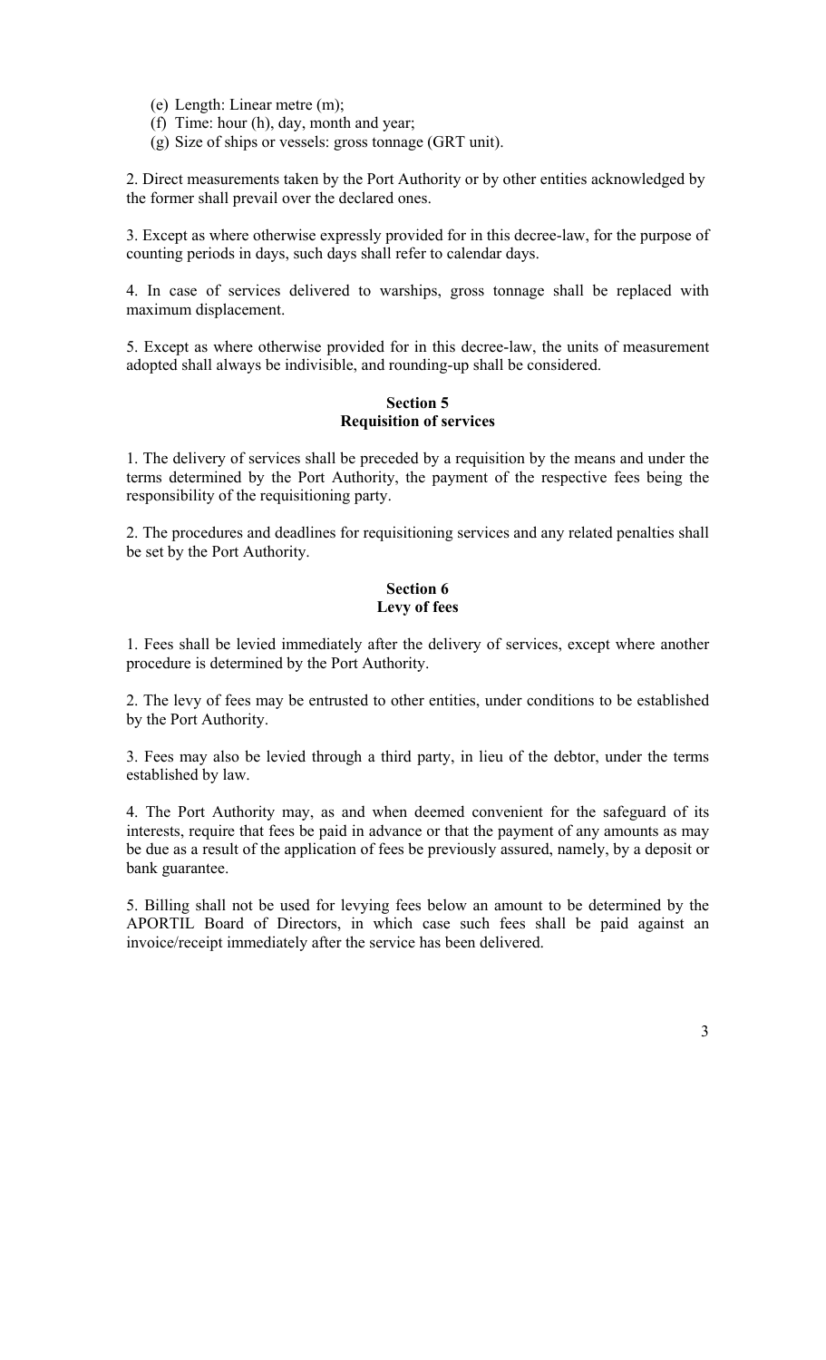(e) Length: Linear metre (m);
(f) Time: hour (h), day, month and year;
(g) Size of ships or vessels: gross tonnage (GRT unit).

2. Direct measurements taken by the Port Authority or by other entities acknowledged by the former shall prevail over the declared ones.

3. Except as where otherwise expressly provided for in this decree-law, for the purpose of counting periods in days, such days shall refer to calendar days.

4. In case of services delivered to warships, gross tonnage shall be replaced with maximum displacement.

5. Except as where otherwise provided for in this decree-law, the units of measurement adopted shall always be indivisible, and rounding-up shall be considered.

**Section 5**
**Requisition of services**

1. The delivery of services shall be preceded by a requisition by the means and under the terms determined by the Port Authority, the payment of the respective fees being the responsibility of the requisitioning party.

2. The procedures and deadlines for requisitioning services and any related penalties shall be set by the Port Authority.

**Section 6**
**Levy of fees**

1. Fees shall be levied immediately after the delivery of services, except where another procedure is determined by the Port Authority.

2. The levy of fees may be entrusted to other entities, under conditions to be established by the Port Authority.

3. Fees may also be levied through a third party, in lieu of the debtor, under the terms established by law.

4. The Port Authority may, as and when deemed convenient for the safeguard of its interests, require that fees be paid in advance or that the payment of any amounts as may be due as a result of the application of fees be previously assured, namely, by a deposit or bank guarantee.

5. Billing shall not be used for levying fees below an amount to be determined by the APORTIL Board of Directors, in which case such fees shall be paid against an invoice/receipt immediately after the service has been delivered.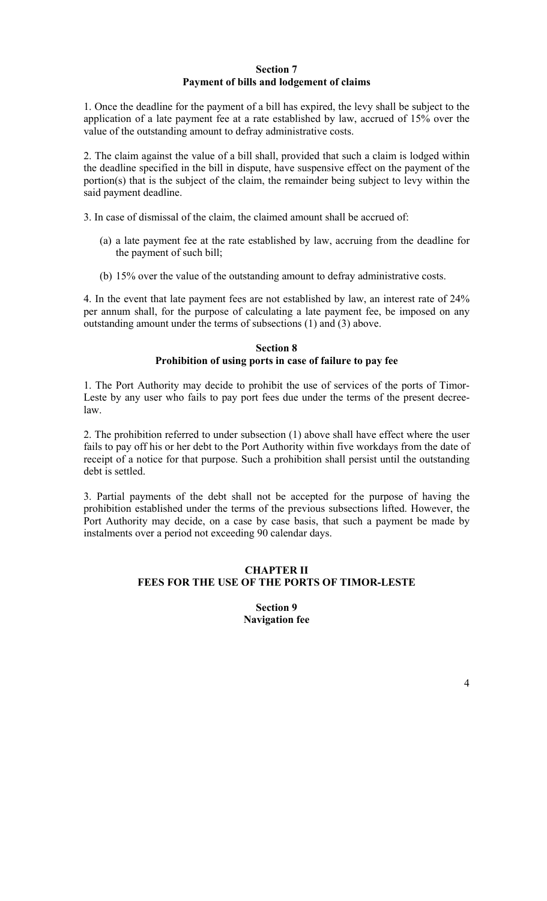### Section 7
### Payment of bills and lodgement of claims

1. Once the deadline for the payment of a bill has expired, the levy shall be subject to the application of a late payment fee at a rate established by law, accrued of 15% over the value of the outstanding amount to defray administrative costs.

2. The claim against the value of a bill shall, provided that such a claim is lodged within the deadline specified in the bill in dispute, have suspensive effect on the payment of the portion(s) that is the subject of the claim, the remainder being subject to levy within the said payment deadline.

3. In case of dismissal of the claim, the claimed amount shall be accrued of:

   (a) a late payment fee at the rate established by law, accruing from the deadline for the payment of such bill;

   (b) 15% over the value of the outstanding amount to defray administrative costs.

4. In the event that late payment fees are not established by law, an interest rate of 24% per annum shall, for the purpose of calculating a late payment fee, be imposed on any outstanding amount under the terms of subsections (1) and (3) above.

### Section 8
### Prohibition of using ports in case of failure to pay fee

1. The Port Authority may decide to prohibit the use of services of the ports of Timor-Leste by any user who fails to pay port fees due under the terms of the present decree-law.

2. The prohibition referred to under subsection (1) above shall have effect where the user fails to pay off his or her debt to the Port Authority within five workdays from the date of receipt of a notice for that purpose. Such a prohibition shall persist until the outstanding debt is settled.

3. Partial payments of the debt shall not be accepted for the purpose of having the prohibition established under the terms of the previous subsections lifted. However, the Port Authority may decide, on a case by case basis, that such a payment be made by instalments over a period not exceeding 90 calendar days.

## CHAPTER II
## FEES FOR THE USE OF THE PORTS OF TIMOR-LESTE

### Section 9
### Navigation fee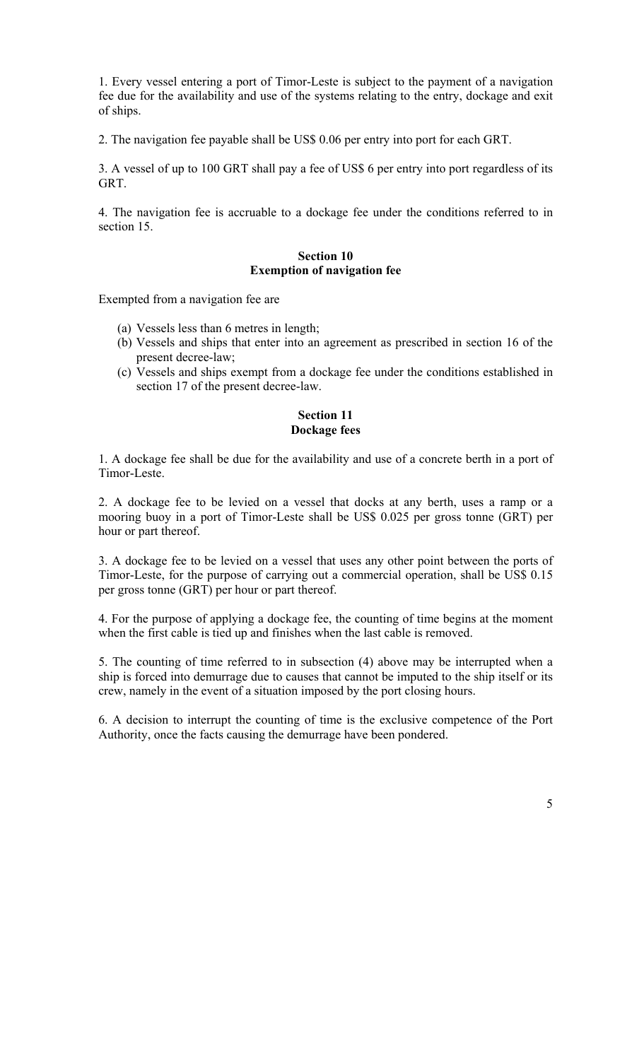1. Every vessel entering a port of Timor-Leste is subject to the payment of a navigation fee due for the availability and use of the systems relating to the entry, dockage and exit of ships.

2. The navigation fee payable shall be US$ 0.06 per entry into port for each GRT.

3. A vessel of up to 100 GRT shall pay a fee of US$ 6 per entry into port regardless of its GRT.

4. The navigation fee is accruable to a dockage fee under the conditions referred to in section 15.

**Section 10**
**Exemption of navigation fee**

Exempted from a navigation fee are

(a) Vessels less than 6 metres in length;
(b) Vessels and ships that enter into an agreement as prescribed in section 16 of the present decree-law;
(c) Vessels and ships exempt from a dockage fee under the conditions established in section 17 of the present decree-law.

**Section 11**
**Dockage fees**

1. A dockage fee shall be due for the availability and use of a concrete berth in a port of Timor-Leste.

2. A dockage fee to be levied on a vessel that docks at any berth, uses a ramp or a mooring buoy in a port of Timor-Leste shall be US$ 0.025 per gross tonne (GRT) per hour or part thereof.

3. A dockage fee to be levied on a vessel that uses any other point between the ports of Timor-Leste, for the purpose of carrying out a commercial operation, shall be US$ 0.15 per gross tonne (GRT) per hour or part thereof.

4. For the purpose of applying a dockage fee, the counting of time begins at the moment when the first cable is tied up and finishes when the last cable is removed.

5. The counting of time referred to in subsection (4) above may be interrupted when a ship is forced into demurrage due to causes that cannot be imputed to the ship itself or its crew, namely in the event of a situation imposed by the port closing hours.

6. A decision to interrupt the counting of time is the exclusive competence of the Port Authority, once the facts causing the demurrage have been pondered.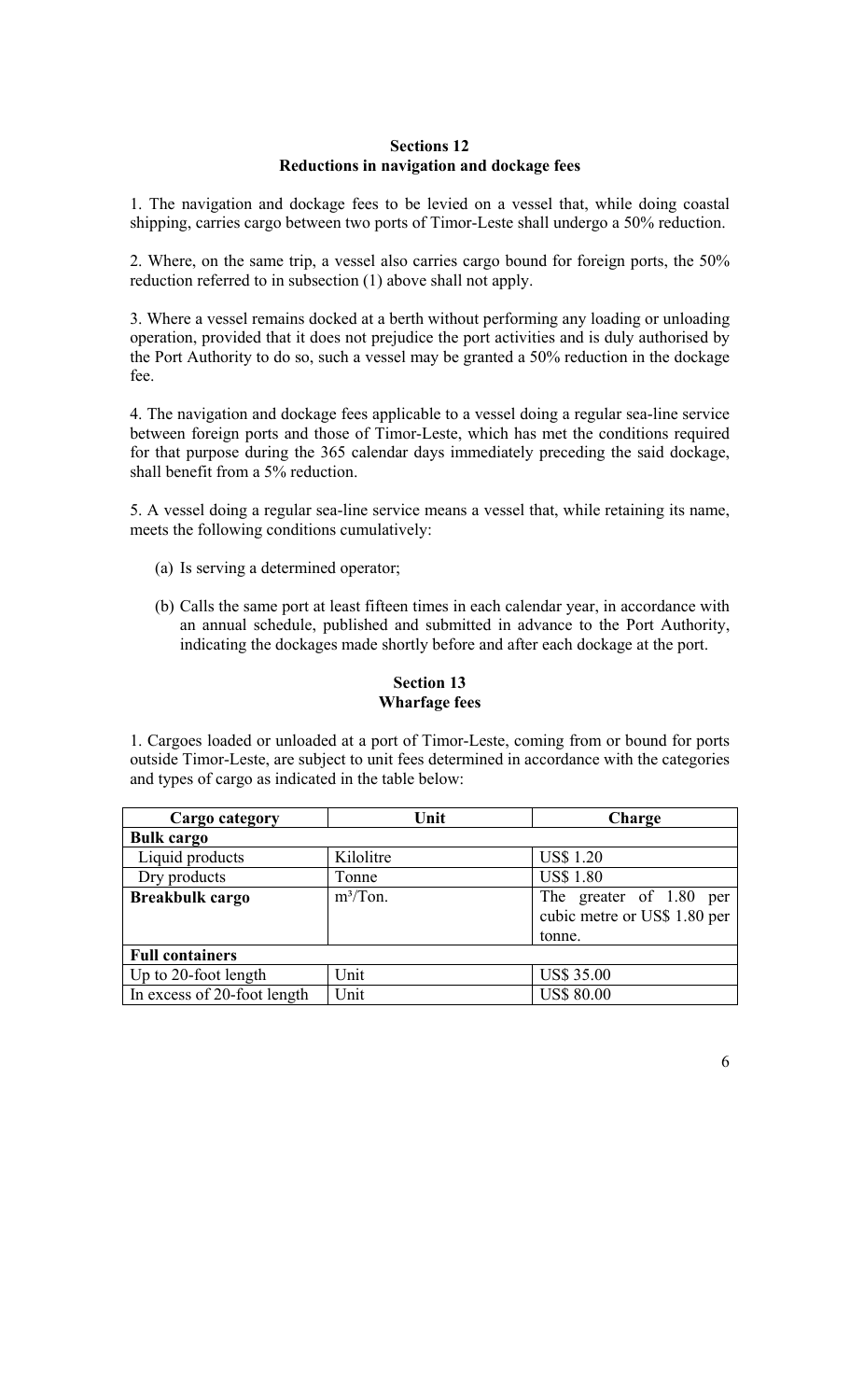## Sections 12
## Reductions in navigation and dockage fees

1. The navigation and dockage fees to be levied on a vessel that, while doing coastal shipping, carries cargo between two ports of Timor-Leste shall undergo a 50% reduction.

2. Where, on the same trip, a vessel also carries cargo bound for foreign ports, the 50% reduction referred to in subsection (1) above shall not apply.

3. Where a vessel remains docked at a berth without performing any loading or unloading operation, provided that it does not prejudice the port activities and is duly authorised by the Port Authority to do so, such a vessel may be granted a 50% reduction in the dockage fee.

4. The navigation and dockage fees applicable to a vessel doing a regular sea-line service between foreign ports and those of Timor-Leste, which has met the conditions required for that purpose during the 365 calendar days immediately preceding the said dockage, shall benefit from a 5% reduction.

5. A vessel doing a regular sea-line service means a vessel that, while retaining its name, meets the following conditions cumulatively:

(a) Is serving a determined operator;

(b) Calls the same port at least fifteen times in each calendar year, in accordance with an annual schedule, published and submitted in advance to the Port Authority, indicating the dockages made shortly before and after each dockage at the port.

## Section 13
## Wharfage fees

1. Cargoes loaded or unloaded at a port of Timor-Leste, coming from or bound for ports outside Timor-Leste, are subject to unit fees determined in accordance with the categories and types of cargo as indicated in the table below:

| Cargo category | Unit | Charge |
|---|---|---|
| **Bulk cargo** | | |
| Liquid products | Kilolitre | US$ 1.20 |
| Dry products | Tonne | US$ 1.80 |
| **Breakbulk cargo** | $m^3$/Ton. | The greater of 1.80 per cubic metre or US$ 1.80 per tonne. |
| **Full containers** | | |
| Up to 20-foot length | Unit | US$ 35.00 |
| In excess of 20-foot length | Unit | US$ 80.00 |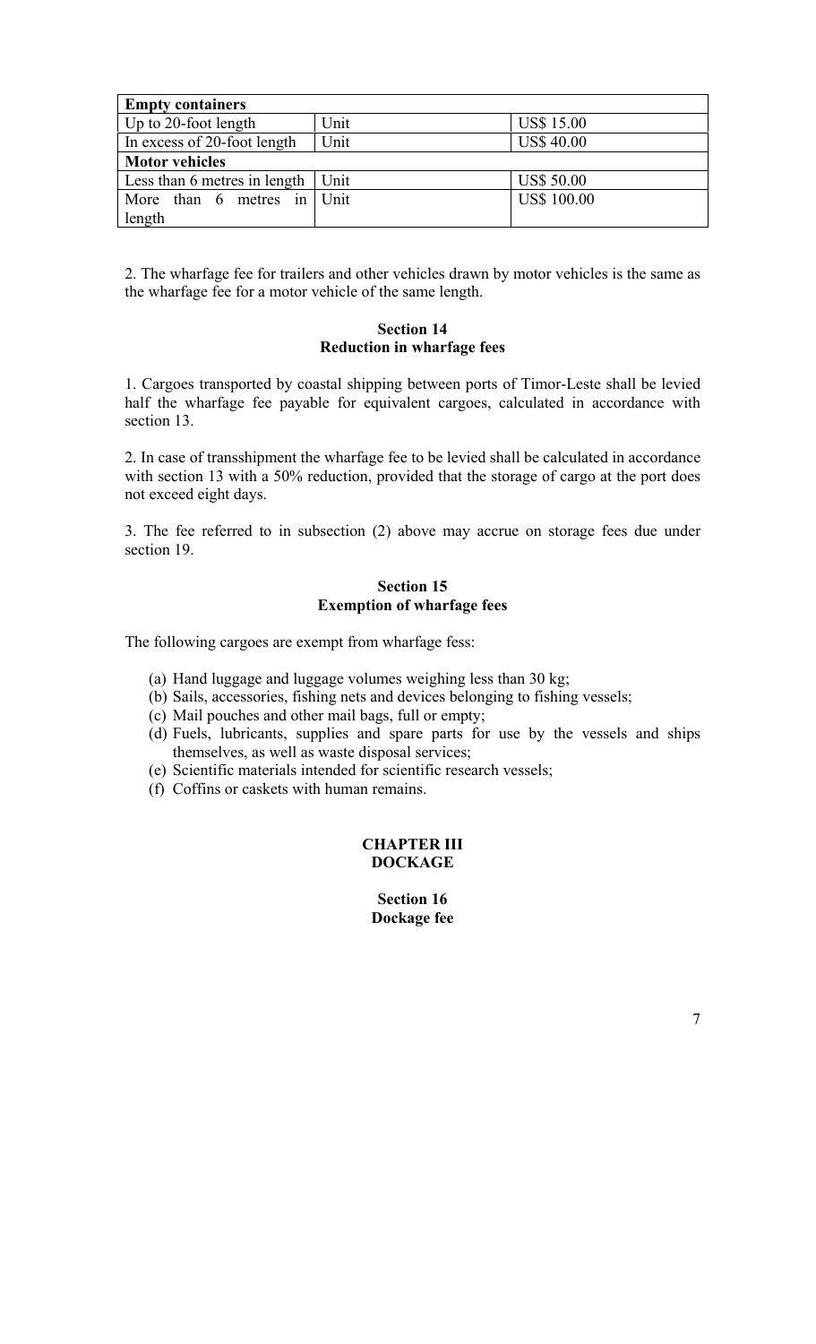| | | |
|---|---|---|
| **Empty containers** | | |
| Up to 20-foot length | Unit | US$ 15.00 |
| In excess of 20-foot length | Unit | US$ 40.00 |
| **Motor vehicles** | | |
| Less than 6 metres in length | Unit | US$ 50.00 |
| More than 6 metres in length | Unit | US$ 100.00 |

2. The wharfage fee for trailers and other vehicles drawn by motor vehicles is the same as the wharfage fee for a motor vehicle of the same length.

**Section 14**
**Reduction in wharfage fees**

1. Cargoes transported by coastal shipping between ports of Timor-Leste shall be levied half the wharfage fee payable for equivalent cargoes, calculated in accordance with section 13.

2. In case of transshipment the wharfage fee to be levied shall be calculated in accordance with section 13 with a 50% reduction, provided that the storage of cargo at the port does not exceed eight days.

3. The fee referred to in subsection (2) above may accrue on storage fees due under section 19.

**Section 15**
**Exemption of wharfage fees**

The following cargoes are exempt from wharfage fess:

(a) Hand luggage and luggage volumes weighing less than 30 kg;
(b) Sails, accessories, fishing nets and devices belonging to fishing vessels;
(c) Mail pouches and other mail bags, full or empty;
(d) Fuels, lubricants, supplies and spare parts for use by the vessels and ships themselves, as well as waste disposal services;
(e) Scientific materials intended for scientific research vessels;
(f) Coffins or caskets with human remains.

## CHAPTER III
## DOCKAGE

**Section 16**
**Dockage fee**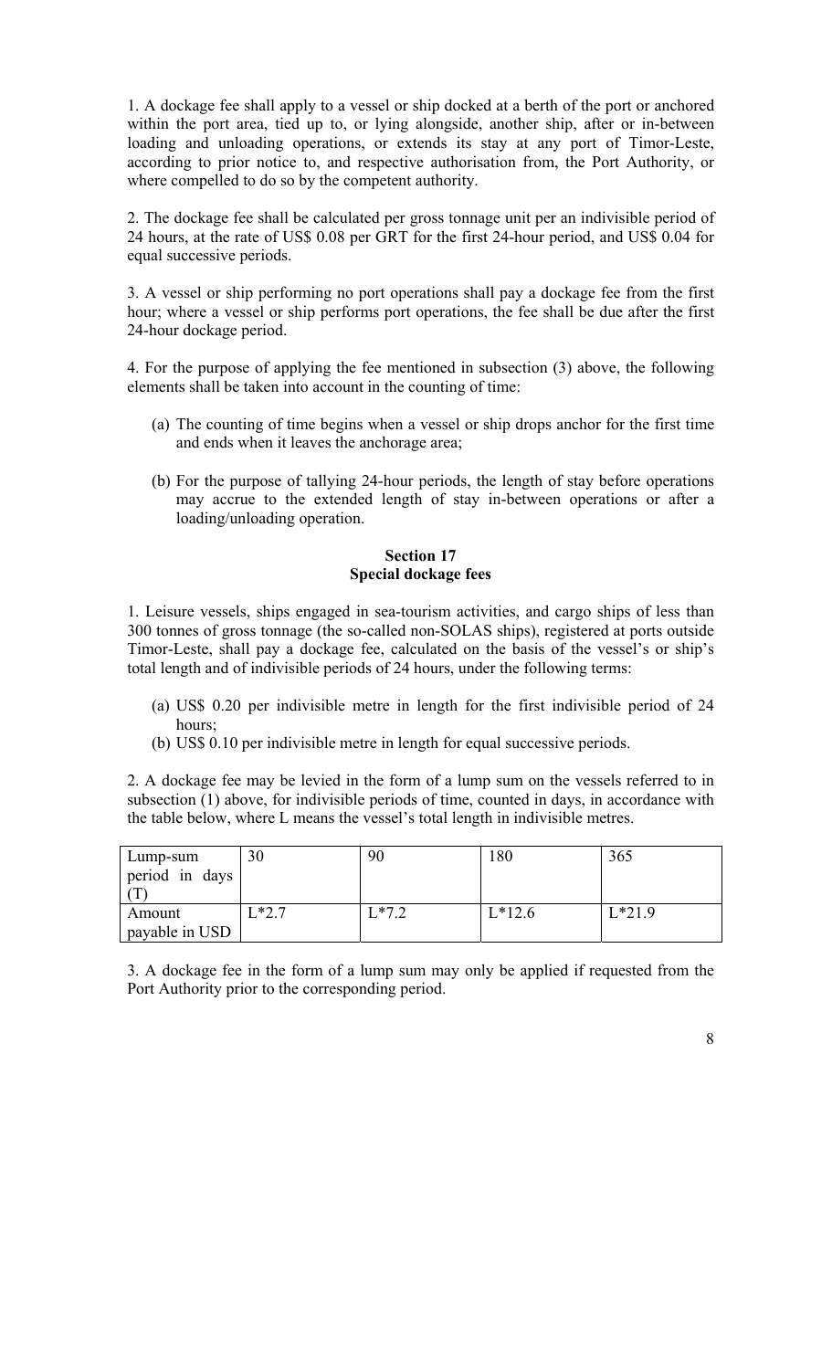1. A dockage fee shall apply to a vessel or ship docked at a berth of the port or anchored within the port area, tied up to, or lying alongside, another ship, after or in-between loading and unloading operations, or extends its stay at any port of Timor-Leste, according to prior notice to, and respective authorisation from, the Port Authority, or where compelled to do so by the competent authority.

2. The dockage fee shall be calculated per gross tonnage unit per an indivisible period of 24 hours, at the rate of US$ 0.08 per GRT for the first 24-hour period, and US$ 0.04 for equal successive periods.

3. A vessel or ship performing no port operations shall pay a dockage fee from the first hour; where a vessel or ship performs port operations, the fee shall be due after the first 24-hour dockage period.

4. For the purpose of applying the fee mentioned in subsection (3) above, the following elements shall be taken into account in the counting of time:

(a) The counting of time begins when a vessel or ship drops anchor for the first time and ends when it leaves the anchorage area;

(b) For the purpose of tallying 24-hour periods, the length of stay before operations may accrue to the extended length of stay in-between operations or after a loading/unloading operation.

## Section 17
## Special dockage fees

1. Leisure vessels, ships engaged in sea-tourism activities, and cargo ships of less than 300 tonnes of gross tonnage (the so-called non-SOLAS ships), registered at ports outside Timor-Leste, shall pay a dockage fee, calculated on the basis of the vessel's or ship's total length and of indivisible periods of 24 hours, under the following terms:

(a) US$ 0.20 per indivisible metre in length for the first indivisible period of 24 hours;
(b) US$ 0.10 per indivisible metre in length for equal successive periods.

2. A dockage fee may be levied in the form of a lump sum on the vessels referred to in subsection (1) above, for indivisible periods of time, counted in days, in accordance with the table below, where L means the vessel's total length in indivisible metres.

| Lump-sum period in days (T) | 30 | 90 | 180 | 365 |
|---|---|---|---|---|
| Amount payable in USD | L*2.7 | L*7.2 | L*12.6 | L*21.9 |

3. A dockage fee in the form of a lump sum may only be applied if requested from the Port Authority prior to the corresponding period.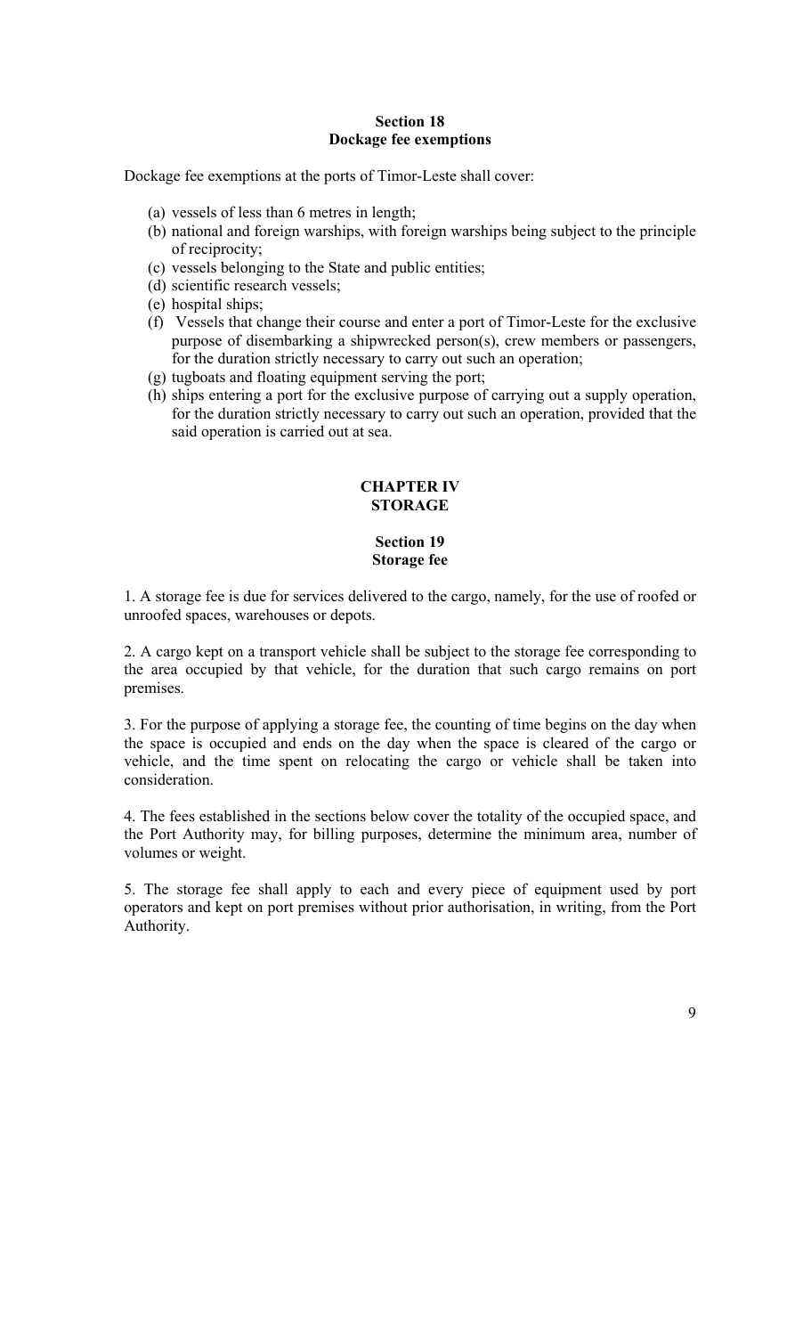### Section 18
### Dockage fee exemptions

Dockage fee exemptions at the ports of Timor-Leste shall cover:

(a) vessels of less than 6 metres in length;
(b) national and foreign warships, with foreign warships being subject to the principle of reciprocity;
(c) vessels belonging to the State and public entities;
(d) scientific research vessels;
(e) hospital ships;
(f) Vessels that change their course and enter a port of Timor-Leste for the exclusive purpose of disembarking a shipwrecked person(s), crew members or passengers, for the duration strictly necessary to carry out such an operation;
(g) tugboats and floating equipment serving the port;
(h) ships entering a port for the exclusive purpose of carrying out a supply operation, for the duration strictly necessary to carry out such an operation, provided that the said operation is carried out at sea.

## CHAPTER IV
## STORAGE

### Section 19
### Storage fee

1. A storage fee is due for services delivered to the cargo, namely, for the use of roofed or unroofed spaces, warehouses or depots.

2. A cargo kept on a transport vehicle shall be subject to the storage fee corresponding to the area occupied by that vehicle, for the duration that such cargo remains on port premises.

3. For the purpose of applying a storage fee, the counting of time begins on the day when the space is occupied and ends on the day when the space is cleared of the cargo or vehicle, and the time spent on relocating the cargo or vehicle shall be taken into consideration.

4. The fees established in the sections below cover the totality of the occupied space, and the Port Authority may, for billing purposes, determine the minimum area, number of volumes or weight.

5. The storage fee shall apply to each and every piece of equipment used by port operators and kept on port premises without prior authorisation, in writing, from the Port Authority.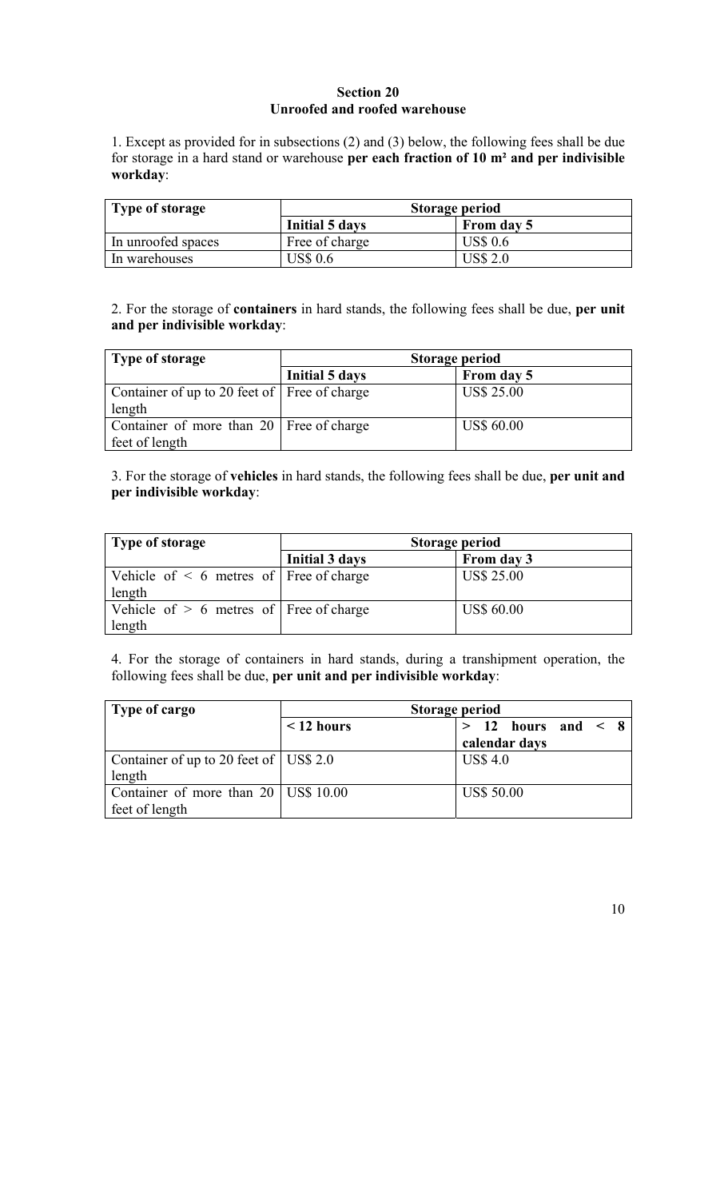## Section 20
## Unroofed and roofed warehouse

1. Except as provided for in subsections (2) and (3) below, the following fees shall be due for storage in a hard stand or warehouse **per each fraction of 10 m² and per indivisible workday**:

| Type of storage | Storage period | |
|---|---|---|
| | **Initial 5 days** | **From day 5** |
| In unroofed spaces | Free of charge | US$ 0.6 |
| In warehouses | US$ 0.6 | US$ 2.0 |

2. For the storage of **containers** in hard stands, the following fees shall be due, **per unit and per indivisible workday**:

| Type of storage | Storage period | |
|---|---|---|
| | **Initial 5 days** | **From day 5** |
| Container of up to 20 feet of length | Free of charge | US$ 25.00 |
| Container of more than 20 feet of length | Free of charge | US$ 60.00 |

3. For the storage of **vehicles** in hard stands, the following fees shall be due, **per unit and per indivisible workday**:

| Type of storage | Storage period | |
|---|---|---|
| | **Initial 3 days** | **From day 3** |
| Vehicle of < 6 metres of length | Free of charge | US$ 25.00 |
| Vehicle of > 6 metres of length | Free of charge | US$ 60.00 |

4. For the storage of containers in hard stands, during a transhipment operation, the following fees shall be due, **per unit and per indivisible workday**:

| Type of cargo | Storage period | |
|---|---|---|
| | **< 12 hours** | **> 12 hours and < 8 calendar days** |
| Container of up to 20 feet of length | US$ 2.0 | US$ 4.0 |
| Container of more than 20 feet of length | US$ 10.00 | US$ 50.00 |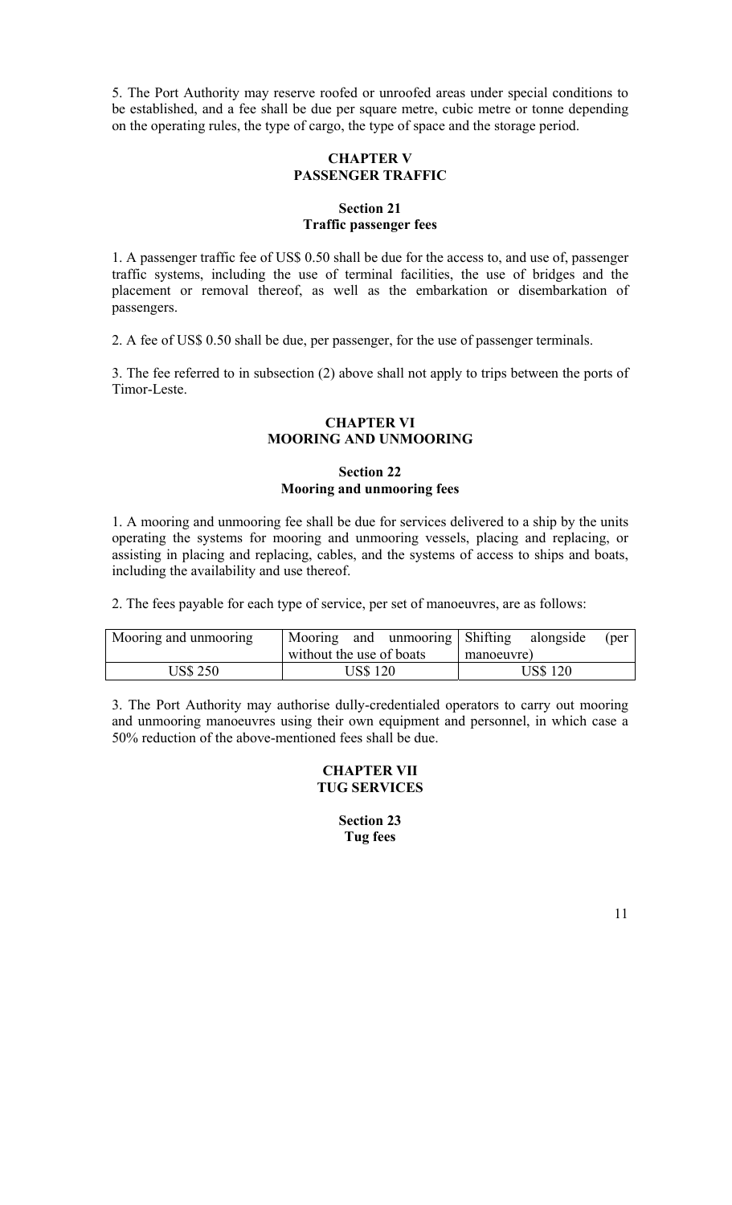5. The Port Authority may reserve roofed or unroofed areas under special conditions to be established, and a fee shall be due per square metre, cubic metre or tonne depending on the operating rules, the type of cargo, the type of space and the storage period.

## CHAPTER V
## PASSENGER TRAFFIC

### Section 21
### Traffic passenger fees

1. A passenger traffic fee of US$ 0.50 shall be due for the access to, and use of, passenger traffic systems, including the use of terminal facilities, the use of bridges and the placement or removal thereof, as well as the embarkation or disembarkation of passengers.

2. A fee of US$ 0.50 shall be due, per passenger, for the use of passenger terminals.

3. The fee referred to in subsection (2) above shall not apply to trips between the ports of Timor-Leste.

## CHAPTER VI
## MOORING AND UNMOORING

### Section 22
### Mooring and unmooring fees

1. A mooring and unmooring fee shall be due for services delivered to a ship by the units operating the systems for mooring and unmooring vessels, placing and replacing, or assisting in placing and replacing, cables, and the systems of access to ships and boats, including the availability and use thereof.

2. The fees payable for each type of service, per set of manoeuvres, are as follows:

| Mooring and unmooring | Mooring and unmooring without the use of boats | Shifting alongside (per manoeuvre) |
|---|---|---|
| US$ 250 | US$ 120 | US$ 120 |

3. The Port Authority may authorise dully-credentialed operators to carry out mooring and unmooring manoeuvres using their own equipment and personnel, in which case a 50% reduction of the above-mentioned fees shall be due.

## CHAPTER VII
## TUG SERVICES

### Section 23
### Tug fees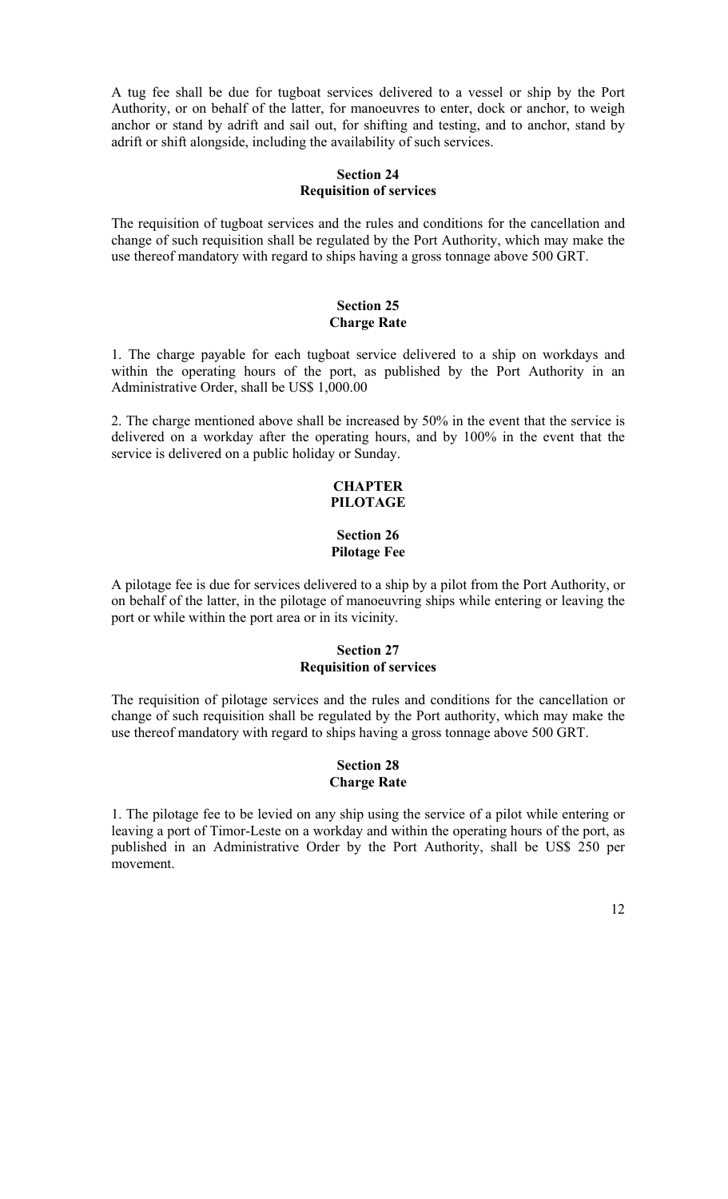A tug fee shall be due for tugboat services delivered to a vessel or ship by the Port Authority, or on behalf of the latter, for manoeuvres to enter, dock or anchor, to weigh anchor or stand by adrift and sail out, for shifting and testing, and to anchor, stand by adrift or shift alongside, including the availability of such services.

### Section 24
### Requisition of services

The requisition of tugboat services and the rules and conditions for the cancellation and change of such requisition shall be regulated by the Port Authority, which may make the use thereof mandatory with regard to ships having a gross tonnage above 500 GRT.

### Section 25
### Charge Rate

1. The charge payable for each tugboat service delivered to a ship on workdays and within the operating hours of the port, as published by the Port Authority in an Administrative Order, shall be US$ 1,000.00

2. The charge mentioned above shall be increased by 50% in the event that the service is delivered on a workday after the operating hours, and by 100% in the event that the service is delivered on a public holiday or Sunday.

## CHAPTER
## PILOTAGE

### Section 26
### Pilotage Fee

A pilotage fee is due for services delivered to a ship by a pilot from the Port Authority, or on behalf of the latter, in the pilotage of manoeuvring ships while entering or leaving the port or while within the port area or in its vicinity.

### Section 27
### Requisition of services

The requisition of pilotage services and the rules and conditions for the cancellation or change of such requisition shall be regulated by the Port authority, which may make the use thereof mandatory with regard to ships having a gross tonnage above 500 GRT.

### Section 28
### Charge Rate

1. The pilotage fee to be levied on any ship using the service of a pilot while entering or leaving a port of Timor-Leste on a workday and within the operating hours of the port, as published in an Administrative Order by the Port Authority, shall be US$ 250 per movement.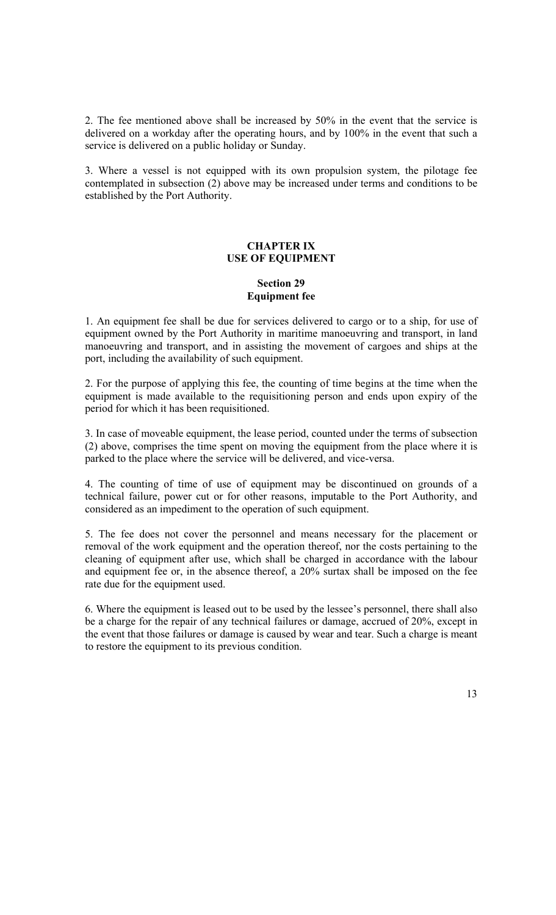2. The fee mentioned above shall be increased by 50% in the event that the service is delivered on a workday after the operating hours, and by 100% in the event that such a service is delivered on a public holiday or Sunday.

3. Where a vessel is not equipped with its own propulsion system, the pilotage fee contemplated in subsection (2) above may be increased under terms and conditions to be established by the Port Authority.

## CHAPTER IX
## USE OF EQUIPMENT

### Section 29
### Equipment fee

1. An equipment fee shall be due for services delivered to cargo or to a ship, for use of equipment owned by the Port Authority in maritime manoeuvring and transport, in land manoeuvring and transport, and in assisting the movement of cargoes and ships at the port, including the availability of such equipment.

2. For the purpose of applying this fee, the counting of time begins at the time when the equipment is made available to the requisitioning person and ends upon expiry of the period for which it has been requisitioned.

3. In case of moveable equipment, the lease period, counted under the terms of subsection (2) above, comprises the time spent on moving the equipment from the place where it is parked to the place where the service will be delivered, and vice-versa.

4. The counting of time of use of equipment may be discontinued on grounds of a technical failure, power cut or for other reasons, imputable to the Port Authority, and considered as an impediment to the operation of such equipment.

5. The fee does not cover the personnel and means necessary for the placement or removal of the work equipment and the operation thereof, nor the costs pertaining to the cleaning of equipment after use, which shall be charged in accordance with the labour and equipment fee or, in the absence thereof, a 20% surtax shall be imposed on the fee rate due for the equipment used.

6. Where the equipment is leased out to be used by the lessee's personnel, there shall also be a charge for the repair of any technical failures or damage, accrued of 20%, except in the event that those failures or damage is caused by wear and tear. Such a charge is meant to restore the equipment to its previous condition.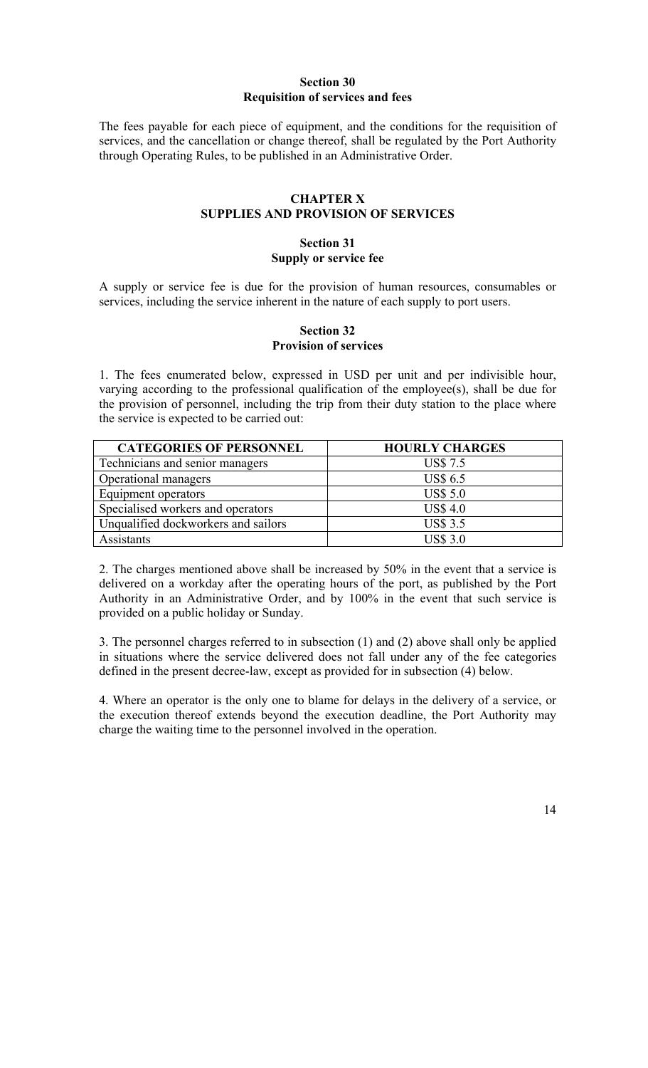### Section 30
### Requisition of services and fees

The fees payable for each piece of equipment, and the conditions for the requisition of services, and the cancellation or change thereof, shall be regulated by the Port Authority through Operating Rules, to be published in an Administrative Order.

## CHAPTER X
## SUPPLIES AND PROVISION OF SERVICES

### Section 31
### Supply or service fee

A supply or service fee is due for the provision of human resources, consumables or services, including the service inherent in the nature of each supply to port users.

### Section 32
### Provision of services

1. The fees enumerated below, expressed in USD per unit and per indivisible hour, varying according to the professional qualification of the employee(s), shall be due for the provision of personnel, including the trip from their duty station to the place where the service is expected to be carried out:

| CATEGORIES OF PERSONNEL | HOURLY CHARGES |
|---|---|
| Technicians and senior managers | US$ 7.5 |
| Operational managers | US$ 6.5 |
| Equipment operators | US$ 5.0 |
| Specialised workers and operators | US$ 4.0 |
| Unqualified dockworkers and sailors | US$ 3.5 |
| Assistants | US$ 3.0 |

2. The charges mentioned above shall be increased by 50% in the event that a service is delivered on a workday after the operating hours of the port, as published by the Port Authority in an Administrative Order, and by 100% in the event that such service is provided on a public holiday or Sunday.

3. The personnel charges referred to in subsection (1) and (2) above shall only be applied in situations where the service delivered does not fall under any of the fee categories defined in the present decree-law, except as provided for in subsection (4) below.

4. Where an operator is the only one to blame for delays in the delivery of a service, or the execution thereof extends beyond the execution deadline, the Port Authority may charge the waiting time to the personnel involved in the operation.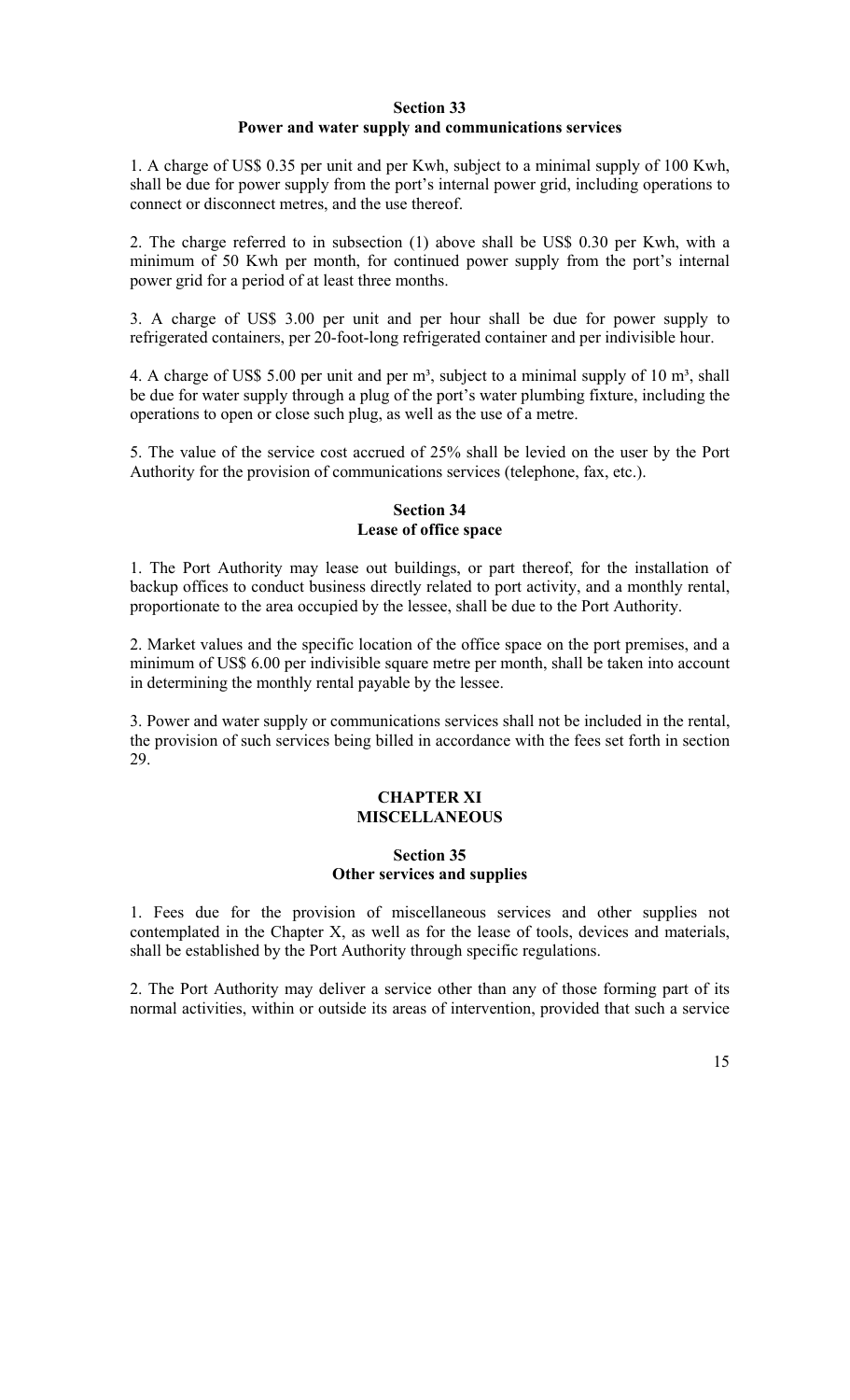## Section 33
## Power and water supply and communications services

1. A charge of US$ 0.35 per unit and per Kwh, subject to a minimal supply of 100 Kwh, shall be due for power supply from the port's internal power grid, including operations to connect or disconnect metres, and the use thereof.

2. The charge referred to in subsection (1) above shall be US$ 0.30 per Kwh, with a minimum of 50 Kwh per month, for continued power supply from the port's internal power grid for a period of at least three months.

3. A charge of US$ 3.00 per unit and per hour shall be due for power supply to refrigerated containers, per 20-foot-long refrigerated container and per indivisible hour.

4. A charge of US$ 5.00 per unit and per $m^3$, subject to a minimal supply of 10 $m^3$, shall be due for water supply through a plug of the port's water plumbing fixture, including the operations to open or close such plug, as well as the use of a metre.

5. The value of the service cost accrued of 25% shall be levied on the user by the Port Authority for the provision of communications services (telephone, fax, etc.).

## Section 34
## Lease of office space

1. The Port Authority may lease out buildings, or part thereof, for the installation of backup offices to conduct business directly related to port activity, and a monthly rental, proportionate to the area occupied by the lessee, shall be due to the Port Authority.

2. Market values and the specific location of the office space on the port premises, and a minimum of US$ 6.00 per indivisible square metre per month, shall be taken into account in determining the monthly rental payable by the lessee.

3. Power and water supply or communications services shall not be included in the rental, the provision of such services being billed in accordance with the fees set forth in section 29.

# CHAPTER XI
# MISCELLANEOUS

## Section 35
## Other services and supplies

1. Fees due for the provision of miscellaneous services and other supplies not contemplated in the Chapter X, as well as for the lease of tools, devices and materials, shall be established by the Port Authority through specific regulations.

2. The Port Authority may deliver a service other than any of those forming part of its normal activities, within or outside its areas of intervention, provided that such a service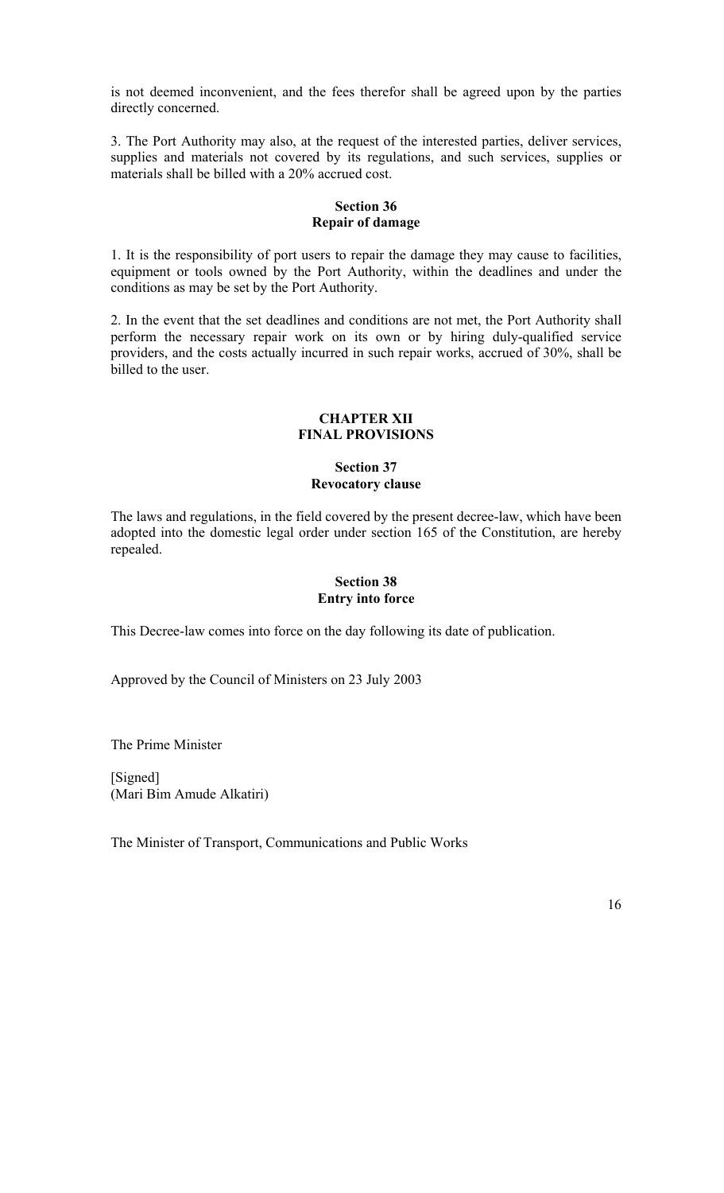is not deemed inconvenient, and the fees therefor shall be agreed upon by the parties directly concerned.

3. The Port Authority may also, at the request of the interested parties, deliver services, supplies and materials not covered by its regulations, and such services, supplies or materials shall be billed with a 20% accrued cost.

### Section 36
### Repair of damage

1. It is the responsibility of port users to repair the damage they may cause to facilities, equipment or tools owned by the Port Authority, within the deadlines and under the conditions as may be set by the Port Authority.

2. In the event that the set deadlines and conditions are not met, the Port Authority shall perform the necessary repair work on its own or by hiring duly-qualified service providers, and the costs actually incurred in such repair works, accrued of 30%, shall be billed to the user.

## CHAPTER XII
## FINAL PROVISIONS

### Section 37
### Revocatory clause

The laws and regulations, in the field covered by the present decree-law, which have been adopted into the domestic legal order under section 165 of the Constitution, are hereby repealed.

### Section 38
### Entry into force

This Decree-law comes into force on the day following its date of publication.

Approved by the Council of Ministers on 23 July 2003

The Prime Minister

[Signed]
(Mari Bim Amude Alkatiri)

The Minister of Transport, Communications and Public Works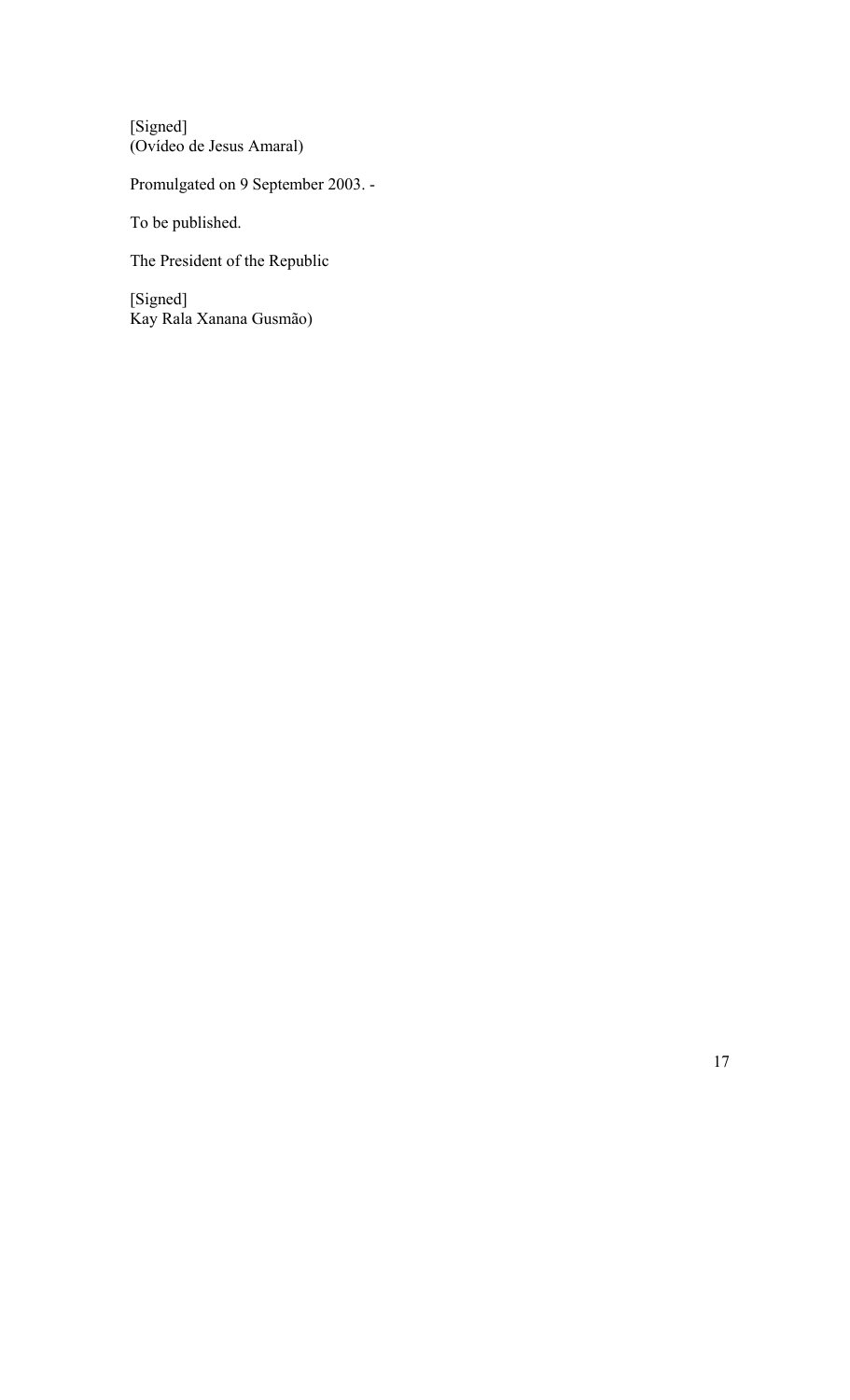[Signed]
(Ovídeo de Jesus Amaral)

Promulgated on 9 September 2003. -

To be published.

The President of the Republic

[Signed]
Kay Rala Xanana Gusmão)